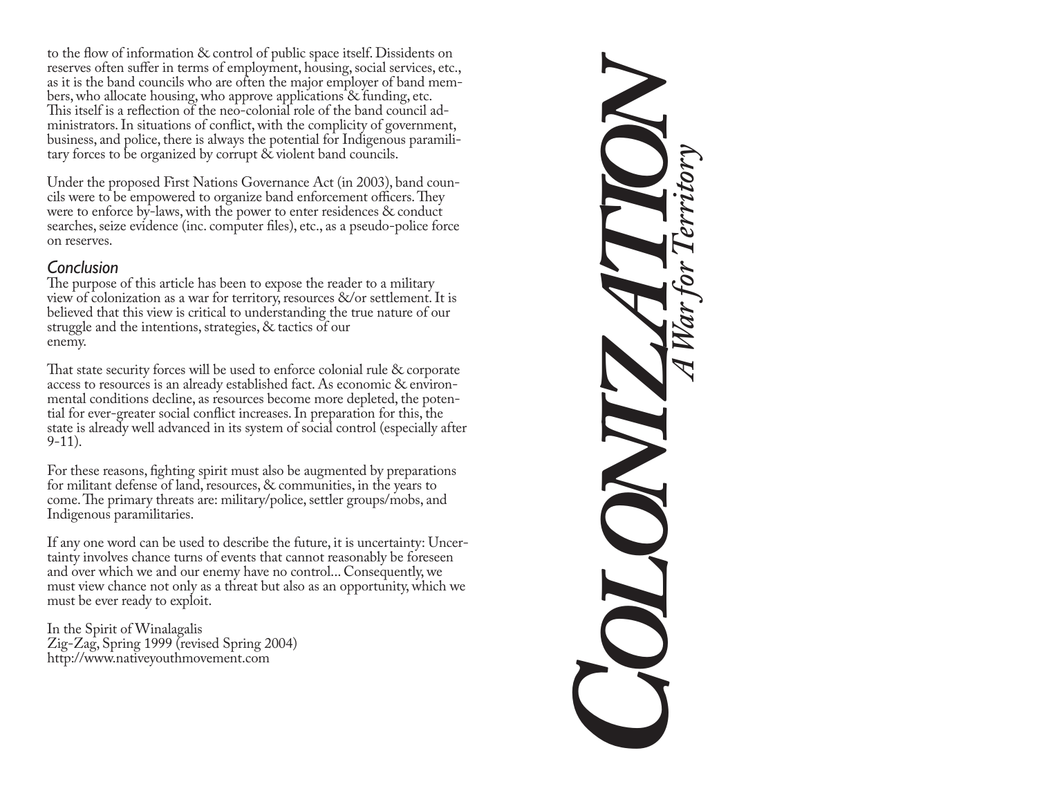to the flow of information & control of public space itself. Dissidents on reserves often suffer in terms of employment, housing, social services, etc., as it is the band councils who are often the major employer of band members, who allocate housing, who approve applications & funding, etc. This itself is a reflection of the neo-colonial role of the band council administrators. In situations of conflict, with the complicity of government, business, and police, there is always the potential for Indigenous paramilitary forces to be organized by corrupt & violent band councils.

Under the proposed First Nations Governance Act (in 2003), band councils were to be empowered to organize band enforcement officers. They were to enforce by-laws, with the power to enter residences & conduct searches, seize evidence (inc. computer files), etc., as a pseudo-police force on reserves.

### *Conclusion*

The purpose of this article has been to expose the reader to a military view of colonization as a war for territory, resources &/or settlement. It is believed that this view is critical to understanding the true nature of our struggle and the intentions, strategies, & tactics of our enemy.

That state security forces will be used to enforce colonial rule & corporate access to resources is an already established fact. As economic & environmental conditions decline, as resources become more depleted, the potential for ever-greater social conflict increases. In preparation for this, the state is already well advanced in its system of social control (especially after 9-11).

For these reasons, fighting spirit must also be augmented by preparations for militant defense of land, resources, & communities, in the years to come. The primary threats are: military/police, settler groups/mobs, and Indigenous paramilitaries.

If any one word can be used to describe the future, it is uncertainty: Uncertainty involves chance turns of events that cannot reasonably be foreseen and over which we and our enemy have no control... Consequently, we must view chance not only as a threat but also as an opportunity, which we must be ever ready to exploit.

In the Spirit of Winalagalis
Zig-Zag, Spring 1999 (revised Spring 2004)
http://www.nativeyouthmovement.com

# COLONIZATION

## *A War for Territory*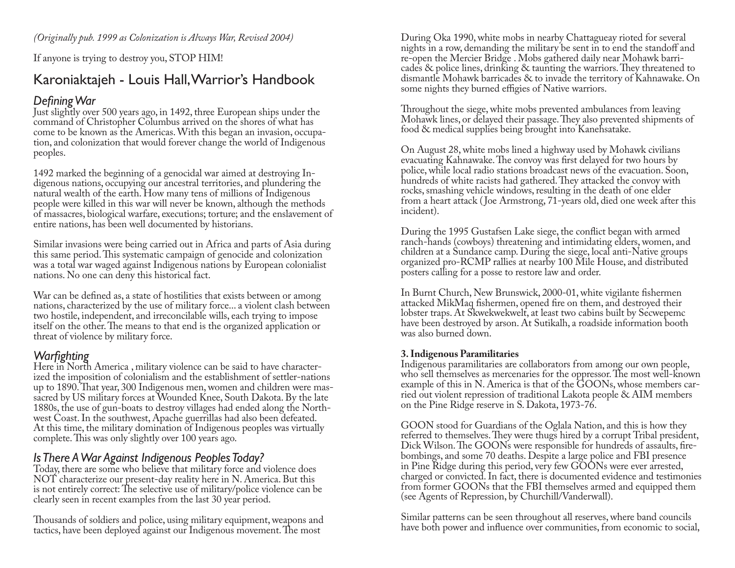*(Originally pub. 1999 as Colonization is Always War, Revised 2004)*

If anyone is trying to destroy you, STOP HIM!

## Karoniaktajeh - Louis Hall, Warrior's Handbook

### *Defining War*

Just slightly over 500 years ago, in 1492, three European ships under the command of Christopher Columbus arrived on the shores of what has come to be known as the Americas. With this began an invasion, occupation, and colonization that would forever change the world of Indigenous peoples.

1492 marked the beginning of a genocidal war aimed at destroying Indigenous nations, occupying our ancestral territories, and plundering the natural wealth of the earth. How many tens of millions of Indigenous people were killed in this war will never be known, although the methods of massacres, biological warfare, executions; torture; and the enslavement of entire nations, has been well documented by historians.

Similar invasions were being carried out in Africa and parts of Asia during this same period. This systematic campaign of genocide and colonization was a total war waged against Indigenous nations by European colonialist nations. No one can deny this historical fact.

War can be defined as, a state of hostilities that exists between or among nations, characterized by the use of military force... a violent clash between two hostile, independent, and irreconcilable wills, each trying to impose itself on the other. The means to that end is the organized application or threat of violence by military force.

### *Warfighting*

Here in North America , military violence can be said to have characterized the imposition of colonialism and the establishment of settler-nations up to 1890. That year, 300 Indigenous men, women and children were massacred by US military forces at Wounded Knee, South Dakota. By the late 1880s, the use of gun-boats to destroy villages had ended along the Northwest Coast. In the southwest, Apache guerrillas had also been defeated. At this time, the military domination of Indigenous peoples was virtually complete. This was only slightly over 100 years ago.

### *Is There A War Against Indigenous Peoples Today?*

Today, there are some who believe that military force and violence does NOT characterize our present-day reality here in N. America. But this is not entirely correct: The selective use of military/police violence can be clearly seen in recent examples from the last 30 year period.

Thousands of soldiers and police, using military equipment, weapons and tactics, have been deployed against our Indigenous movement. The most

During Oka 1990, white mobs in nearby Chattagueay rioted for several nights in a row, demanding the military be sent in to end the standoff and re-open the Mercier Bridge . Mobs gathered daily near Mohawk barricades & police lines, drinking & taunting the warriors. They threatened to dismantle Mohawk barricades & to invade the territory of Kahnawake. On some nights they burned effigies of Native warriors.

Throughout the siege, white mobs prevented ambulances from leaving Mohawk lines, or delayed their passage. They also prevented shipments of food & medical supplies being brought into Kanehsatake.

On August 28, white mobs lined a highway used by Mohawk civilians evacuating Kahnawake. The convoy was first delayed for two hours by police, while local radio stations broadcast news of the evacuation. Soon, hundreds of white racists had gathered. They attacked the convoy with rocks, smashing vehicle windows, resulting in the death of one elder from a heart attack ( Joe Armstrong, 71-years old, died one week after this incident).

During the 1995 Gustafsen Lake siege, the conflict began with armed ranch-hands (cowboys) threatening and intimidating elders, women, and children at a Sundance camp. During the siege, local anti-Native groups organized pro-RCMP rallies at nearby 100 Mile House, and distributed posters calling for a posse to restore law and order.

In Burnt Church, New Brunswick, 2000-01, white vigilante fishermen attacked MikMaq fishermen, opened fire on them, and destroyed their lobster traps. At Skwekwekwelt, at least two cabins built by Secwepemc have been destroyed by arson. At Sutikalh, a roadside information booth was also burned down.

**3. Indigenous Paramilitaries**

Indigenous paramilitaries are collaborators from among our own people, who sell themselves as mercenaries for the oppressor. The most well-known example of this in N. America is that of the GOONs, whose members carried out violent repression of traditional Lakota people & AIM members on the Pine Ridge reserve in S. Dakota, 1973-76.

GOON stood for Guardians of the Oglala Nation, and this is how they referred to themselves. They were thugs hired by a corrupt Tribal president, Dick Wilson. The GOONs were responsible for hundreds of assaults, firebombings, and some 70 deaths. Despite a large police and FBI presence in Pine Ridge during this period, very few GOONs were ever arrested, charged or convicted. In fact, there is documented evidence and testimonies from former GOONs that the FBI themselves armed and equipped them (see Agents of Repression, by Churchill/Vanderwall).

Similar patterns can be seen throughout all reserves, where band councils have both power and influence over communities, from economic to social,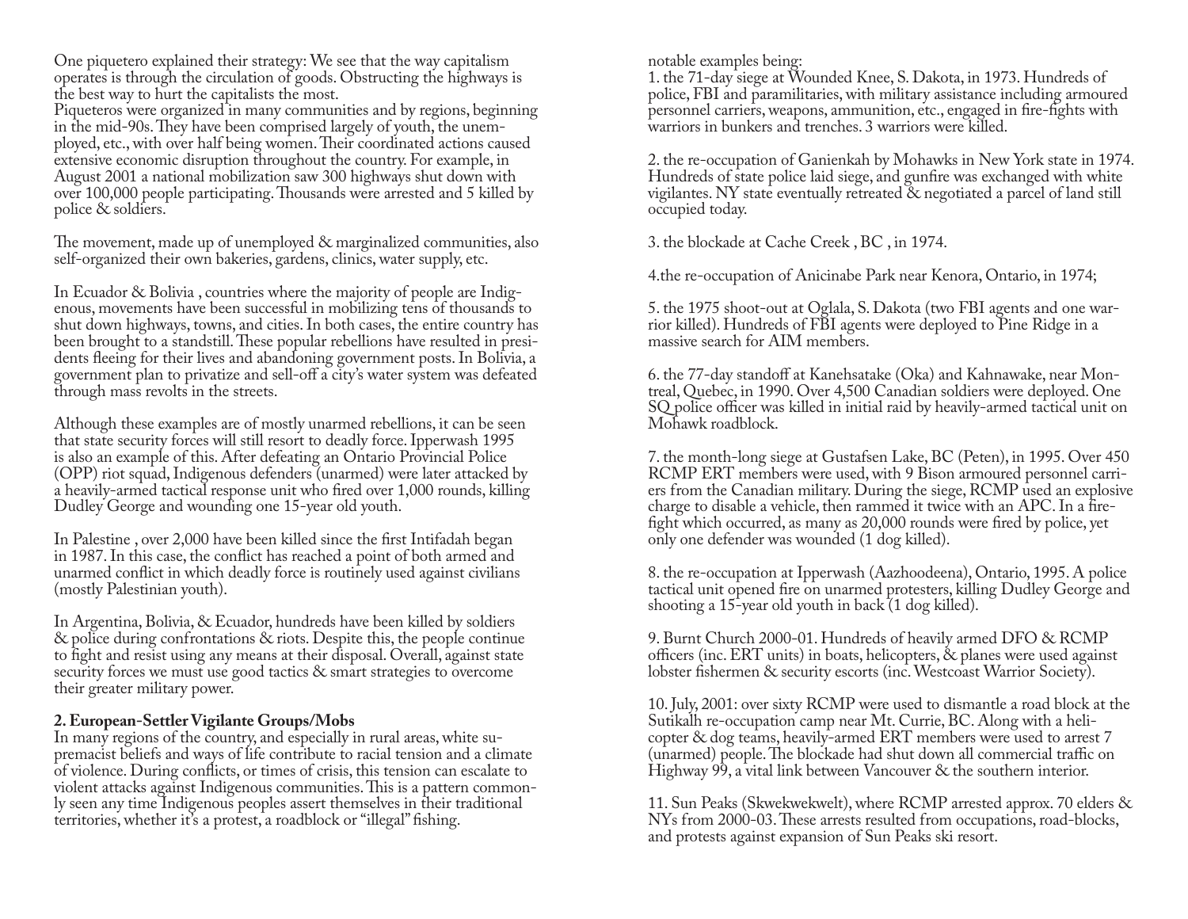One piquetero explained their strategy: We see that the way capitalism operates is through the circulation of goods. Obstructing the highways is the best way to hurt the capitalists the most.

Piqueteros were organized in many communities and by regions, beginning in the mid-90s. They have been comprised largely of youth, the unemployed, etc., with over half being women. Their coordinated actions caused extensive economic disruption throughout the country. For example, in August 2001 a national mobilization saw 300 highways shut down with over 100,000 people participating. Thousands were arrested and 5 killed by police & soldiers.

The movement, made up of unemployed & marginalized communities, also self-organized their own bakeries, gardens, clinics, water supply, etc.

In Ecuador & Bolivia , countries where the majority of people are Indigenous, movements have been successful in mobilizing tens of thousands to shut down highways, towns, and cities. In both cases, the entire country has been brought to a standstill. These popular rebellions have resulted in presidents fleeing for their lives and abandoning government posts. In Bolivia, a government plan to privatize and sell-off a city's water system was defeated through mass revolts in the streets.

Although these examples are of mostly unarmed rebellions, it can be seen that state security forces will still resort to deadly force. Ipperwash 1995 is also an example of this. After defeating an Ontario Provincial Police (OPP) riot squad, Indigenous defenders (unarmed) were later attacked by a heavily-armed tactical response unit who fired over 1,000 rounds, killing Dudley George and wounding one 15-year old youth.

In Palestine , over 2,000 have been killed since the first Intifadah began in 1987. In this case, the conflict has reached a point of both armed and unarmed conflict in which deadly force is routinely used against civilians (mostly Palestinian youth).

In Argentina, Bolivia, & Ecuador, hundreds have been killed by soldiers & police during confrontations & riots. Despite this, the people continue to fight and resist using any means at their disposal. Overall, against state security forces we must use good tactics & smart strategies to overcome their greater military power.

**2. European-Settler Vigilante Groups/Mobs**

In many regions of the country, and especially in rural areas, white supremacist beliefs and ways of life contribute to racial tension and a climate of violence. During conflicts, or times of crisis, this tension can escalate to violent attacks against Indigenous communities. This is a pattern commonly seen any time Indigenous peoples assert themselves in their traditional territories, whether it's a protest, a roadblock or "illegal" fishing.

notable examples being:

1. the 71-day siege at Wounded Knee, S. Dakota, in 1973. Hundreds of police, FBI and paramilitaries, with military assistance including armoured personnel carriers, weapons, ammunition, etc., engaged in fire-fights with warriors in bunkers and trenches. 3 warriors were killed.

2. the re-occupation of Ganienkah by Mohawks in New York state in 1974. Hundreds of state police laid siege, and gunfire was exchanged with white vigilantes. NY state eventually retreated & negotiated a parcel of land still occupied today.

3. the blockade at Cache Creek , BC , in 1974.

4. the re-occupation of Anicinabe Park near Kenora, Ontario, in 1974;

5. the 1975 shoot-out at Oglala, S. Dakota (two FBI agents and one warrior killed). Hundreds of FBI agents were deployed to Pine Ridge in a massive search for AIM members.

6. the 77-day standoff at Kanehsatake (Oka) and Kahnawake, near Montreal, Quebec, in 1990. Over 4,500 Canadian soldiers were deployed. One SQ police officer was killed in initial raid by heavily-armed tactical unit on Mohawk roadblock.

7. the month-long siege at Gustafsen Lake, BC (Peten), in 1995. Over 450 RCMP ERT members were used, with 9 Bison armoured personnel carriers from the Canadian military. During the siege, RCMP used an explosive charge to disable a vehicle, then rammed it twice with an APC. In a firefight which occurred, as many as 20,000 rounds were fired by police, yet only one defender was wounded (1 dog killed).

8. the re-occupation at Ipperwash (Aazhoodeena), Ontario, 1995. A police tactical unit opened fire on unarmed protesters, killing Dudley George and shooting a 15-year old youth in back (1 dog killed).

9. Burnt Church 2000-01. Hundreds of heavily armed DFO & RCMP officers (inc. ERT units) in boats, helicopters, & planes were used against lobster fishermen & security escorts (inc. Westcoast Warrior Society).

10. July, 2001: over sixty RCMP were used to dismantle a road block at the Sutikalh re-occupation camp near Mt. Currie, BC. Along with a helicopter & dog teams, heavily-armed ERT members were used to arrest 7 (unarmed) people. The blockade had shut down all commercial traffic on Highway 99, a vital link between Vancouver & the southern interior.

11. Sun Peaks (Skwekwekwelt), where RCMP arrested approx. 70 elders & NYs from 2000-03. These arrests resulted from occupations, road-blocks, and protests against expansion of Sun Peaks ski resort.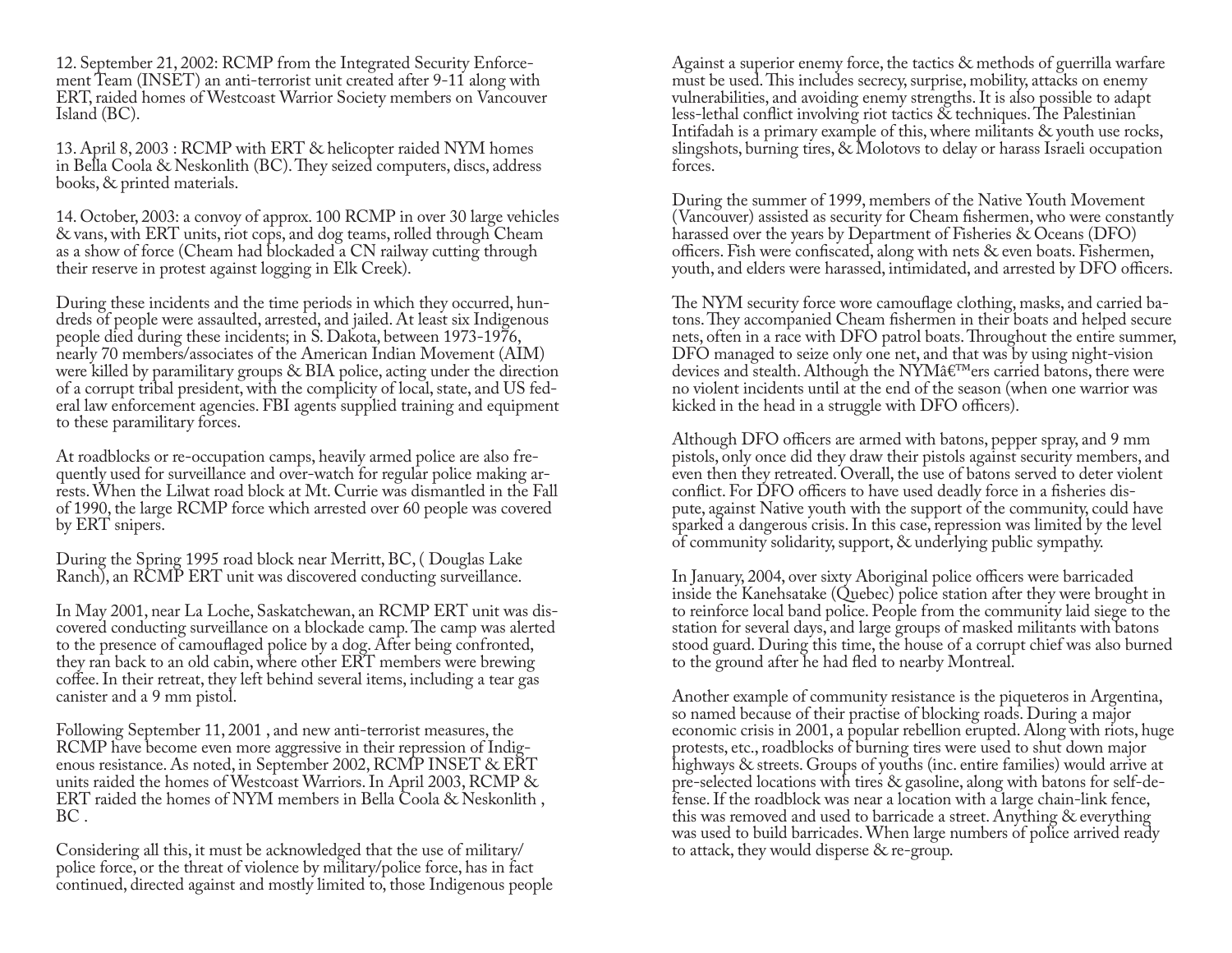12. September 21, 2002: RCMP from the Integrated Security Enforcement Team (INSET) an anti-terrorist unit created after 9-11 along with ERT, raided homes of Westcoast Warrior Society members on Vancouver Island (BC).

13. April 8, 2003 : RCMP with ERT & helicopter raided NYM homes in Bella Coola & Neskonlith (BC). They seized computers, discs, address books, & printed materials.

14. October, 2003: a convoy of approx. 100 RCMP in over 30 large vehicles & vans, with ERT units, riot cops, and dog teams, rolled through Cheam as a show of force (Cheam had blockaded a CN railway cutting through their reserve in protest against logging in Elk Creek).

During these incidents and the time periods in which they occurred, hundreds of people were assaulted, arrested, and jailed. At least six Indigenous people died during these incidents; in S. Dakota, between 1973-1976, nearly 70 members/associates of the American Indian Movement (AIM) were killed by paramilitary groups & BIA police, acting under the direction of a corrupt tribal president, with the complicity of local, state, and US federal law enforcement agencies. FBI agents supplied training and equipment to these paramilitary forces.

At roadblocks or re-occupation camps, heavily armed police are also frequently used for surveillance and over-watch for regular police making arrests. When the Lilwat road block at Mt. Currie was dismantled in the Fall of 1990, the large RCMP force which arrested over 60 people was covered by ERT snipers.

During the Spring 1995 road block near Merritt, BC, ( Douglas Lake Ranch), an RCMP ERT unit was discovered conducting surveillance.

In May 2001, near La Loche, Saskatchewan, an RCMP ERT unit was discovered conducting surveillance on a blockade camp. The camp was alerted to the presence of camouflaged police by a dog. After being confronted, they ran back to an old cabin, where other ERT members were brewing coffee. In their retreat, they left behind several items, including a tear gas canister and a 9 mm pistol.

Following September 11, 2001 , and new anti-terrorist measures, the RCMP have become even more aggressive in their repression of Indigenous resistance. As noted, in September 2002, RCMP INSET & ERT units raided the homes of Westcoast Warriors. In April 2003, RCMP & ERT raided the homes of NYM members in Bella Coola & Neskonlith , BC .

Considering all this, it must be acknowledged that the use of military/police force, or the threat of violence by military/police force, has in fact continued, directed against and mostly limited to, those Indigenous people

Against a superior enemy force, the tactics & methods of guerrilla warfare must be used. This includes secrecy, surprise, mobility, attacks on enemy vulnerabilities, and avoiding enemy strengths. It is also possible to adapt less-lethal conflict involving riot tactics & techniques. The Palestinian Intifadah is a primary example of this, where militants & youth use rocks, slingshots, burning tires, & Molotovs to delay or harass Israeli occupation forces.

During the summer of 1999, members of the Native Youth Movement (Vancouver) assisted as security for Cheam fishermen, who were constantly harassed over the years by Department of Fisheries & Oceans (DFO) officers. Fish were confiscated, along with nets & even boats. Fishermen, youth, and elders were harassed, intimidated, and arrested by DFO officers.

The NYM security force wore camouflage clothing, masks, and carried batons. They accompanied Cheam fishermen in their boats and helped secure nets, often in a race with DFO patrol boats. Throughout the entire summer, DFO managed to seize only one net, and that was by using night-vision devices and stealth. Although the NYMâ€™ers carried batons, there were no violent incidents until at the end of the season (when one warrior was kicked in the head in a struggle with DFO officers).

Although DFO officers are armed with batons, pepper spray, and 9 mm pistols, only once did they draw their pistols against security members, and even then they retreated. Overall, the use of batons served to deter violent conflict. For DFO officers to have used deadly force in a fisheries dispute, against Native youth with the support of the community, could have sparked a dangerous crisis. In this case, repression was limited by the level of community solidarity, support, & underlying public sympathy.

In January, 2004, over sixty Aboriginal police officers were barricaded inside the Kanehsatake (Quebec) police station after they were brought in to reinforce local band police. People from the community laid siege to the station for several days, and large groups of masked militants with batons stood guard. During this time, the house of a corrupt chief was also burned to the ground after he had fled to nearby Montreal.

Another example of community resistance is the piqueteros in Argentina, so named because of their practise of blocking roads. During a major economic crisis in 2001, a popular rebellion erupted. Along with riots, huge protests, etc., roadblocks of burning tires were used to shut down major highways & streets. Groups of youths (inc. entire families) would arrive at pre-selected locations with tires & gasoline, along with batons for self-defense. If the roadblock was near a location with a large chain-link fence, this was removed and used to barricade a street. Anything & everything was used to build barricades. When large numbers of police arrived ready to attack, they would disperse & re-group.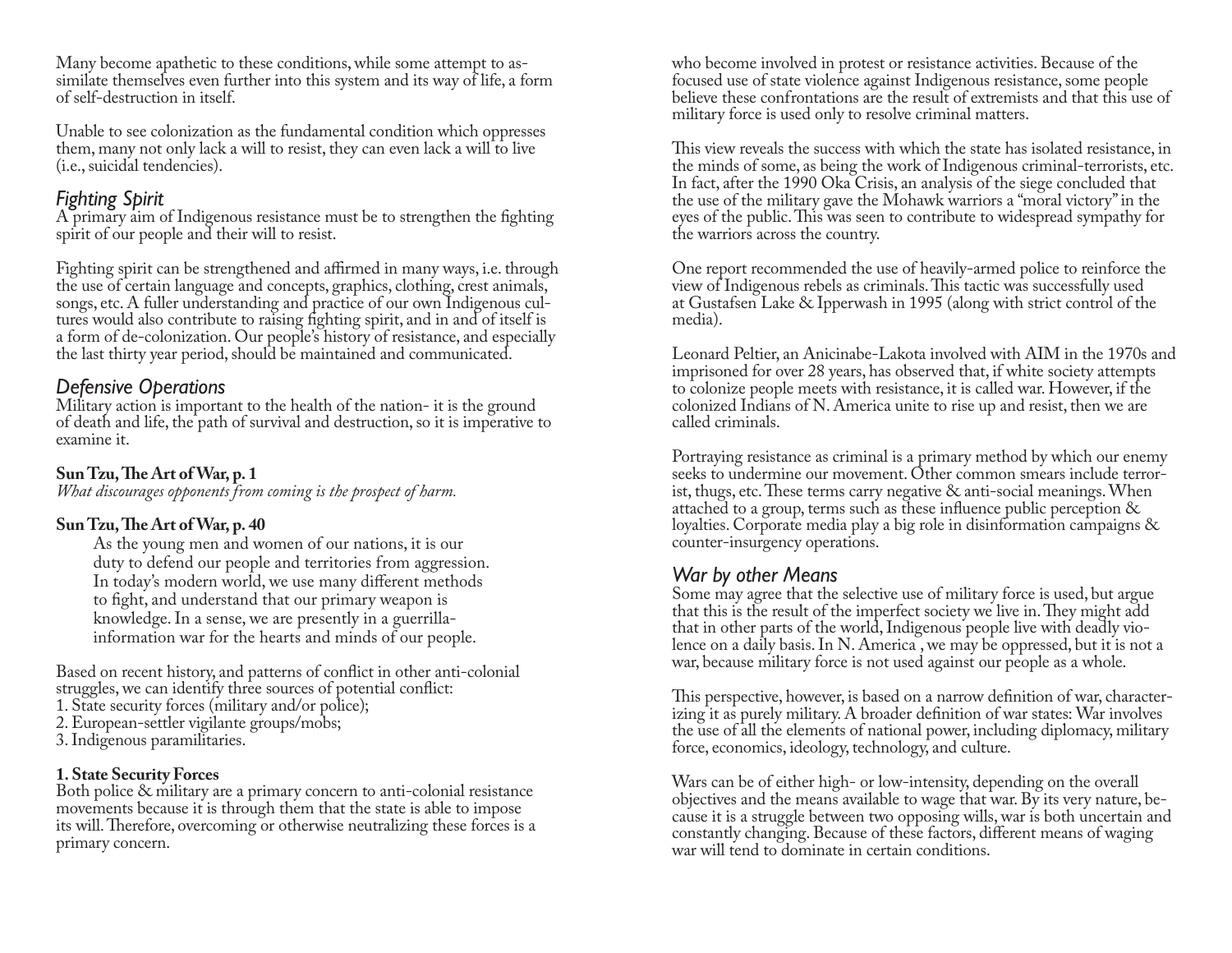Many become apathetic to these conditions, while some attempt to assimilate themselves even further into this system and its way of life, a form of self-destruction in itself.

Unable to see colonization as the fundamental condition which oppresses them, many not only lack a will to resist, they can even lack a will to live (i.e., suicidal tendencies).

## *Fighting Spirit*

A primary aim of Indigenous resistance must be to strengthen the fighting spirit of our people and their will to resist.

Fighting spirit can be strengthened and affirmed in many ways, i.e. through the use of certain language and concepts, graphics, clothing, crest animals, songs, etc. A fuller understanding and practice of our own Indigenous cultures would also contribute to raising fighting spirit, and in and of itself is a form of de-colonization. Our people's history of resistance, and especially the last thirty year period, should be maintained and communicated.

## *Defensive Operations*

Military action is important to the health of the nation- it is the ground of death and life, the path of survival and destruction, so it is imperative to examine it.

**Sun Tzu, The Art of War, p. 1**
*What discourages opponents from coming is the prospect of harm.*

**Sun Tzu, The Art of War, p. 40**

> As the young men and women of our nations, it is our duty to defend our people and territories from aggression. In today's modern world, we use many different methods to fight, and understand that our primary weapon is knowledge. In a sense, we are presently in a guerrilla-information war for the hearts and minds of our people.

Based on recent history, and patterns of conflict in other anti-colonial struggles, we can identify three sources of potential conflict:
1. State security forces (military and/or police);
2. European-settler vigilante groups/mobs;
3. Indigenous paramilitaries.

**1. State Security Forces**
Both police & military are a primary concern to anti-colonial resistance movements because it is through them that the state is able to impose its will. Therefore, overcoming or otherwise neutralizing these forces is a primary concern.

who become involved in protest or resistance activities. Because of the focused use of state violence against Indigenous resistance, some people believe these confrontations are the result of extremists and that this use of military force is used only to resolve criminal matters.

This view reveals the success with which the state has isolated resistance, in the minds of some, as being the work of Indigenous criminal-terrorists, etc. In fact, after the 1990 Oka Crisis, an analysis of the siege concluded that the use of the military gave the Mohawk warriors a "moral victory" in the eyes of the public. This was seen to contribute to widespread sympathy for the warriors across the country.

One report recommended the use of heavily-armed police to reinforce the view of Indigenous rebels as criminals. This tactic was successfully used at Gustafsen Lake & Ipperwash in 1995 (along with strict control of the media).

Leonard Peltier, an Anicinabe-Lakota involved with AIM in the 1970s and imprisoned for over 28 years, has observed that, if white society attempts to colonize people meets with resistance, it is called war. However, if the colonized Indians of N. America unite to rise up and resist, then we are called criminals.

Portraying resistance as criminal is a primary method by which our enemy seeks to undermine our movement. Other common smears include terrorist, thugs, etc. These terms carry negative & anti-social meanings. When attached to a group, terms such as these influence public perception & loyalties. Corporate media play a big role in disinformation campaigns & counter-insurgency operations.

## *War by other Means*

Some may agree that the selective use of military force is used, but argue that this is the result of the imperfect society we live in. They might add that in other parts of the world, Indigenous people live with deadly violence on a daily basis. In N. America , we may be oppressed, but it is not a war, because military force is not used against our people as a whole.

This perspective, however, is based on a narrow definition of war, characterizing it as purely military. A broader definition of war states: War involves the use of all the elements of national power, including diplomacy, military force, economics, ideology, technology, and culture.

Wars can be of either high- or low-intensity, depending on the overall objectives and the means available to wage that war. By its very nature, because it is a struggle between two opposing wills, war is both uncertain and constantly changing. Because of these factors, different means of waging war will tend to dominate in certain conditions.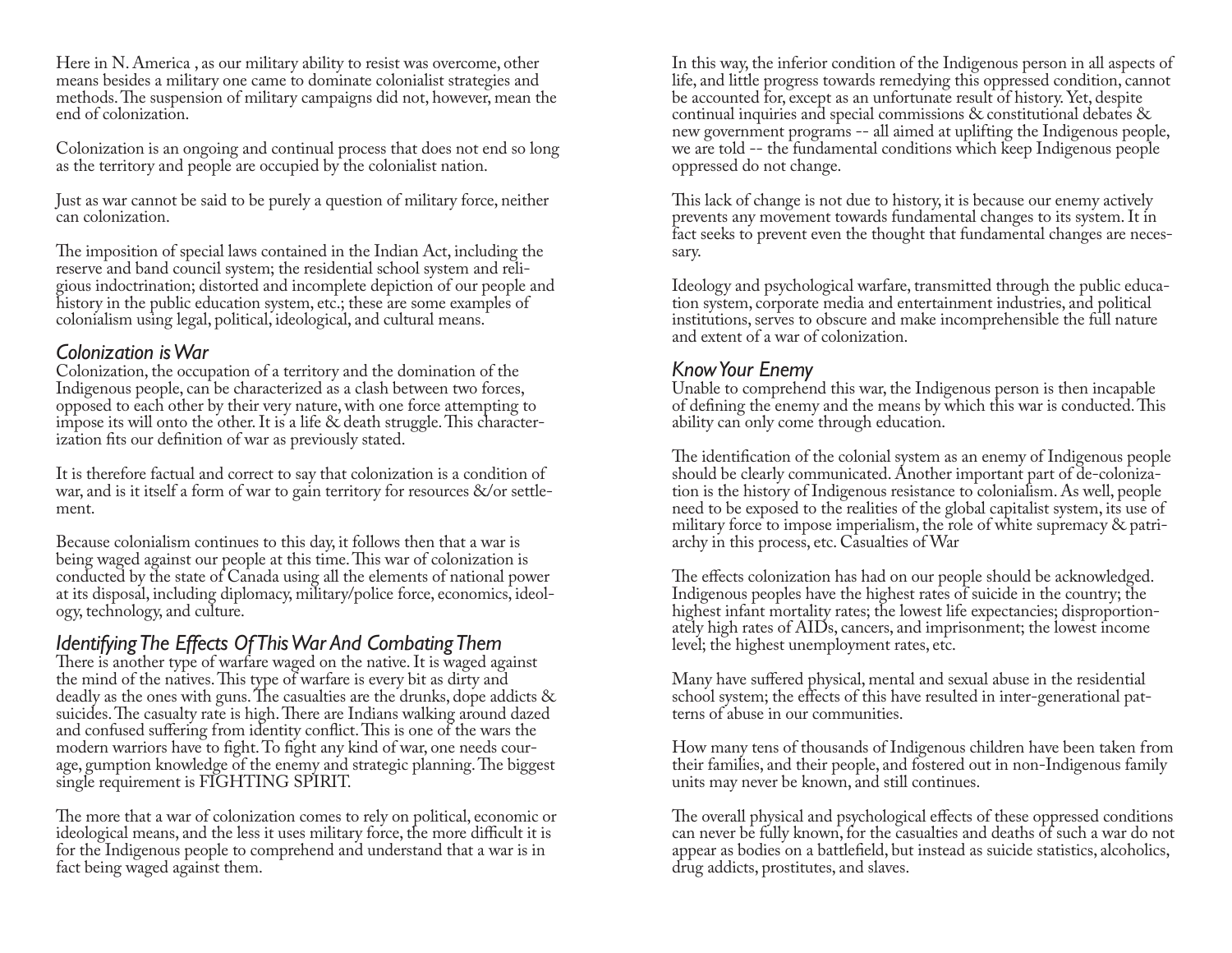Here in N. America , as our military ability to resist was overcome, other means besides a military one came to dominate colonialist strategies and methods. The suspension of military campaigns did not, however, mean the end of colonization.

Colonization is an ongoing and continual process that does not end so long as the territory and people are occupied by the colonialist nation.

Just as war cannot be said to be purely a question of military force, neither can colonization.

The imposition of special laws contained in the Indian Act, including the reserve and band council system; the residential school system and religious indoctrination; distorted and incomplete depiction of our people and history in the public education system, etc.; these are some examples of colonialism using legal, political, ideological, and cultural means.

### *Colonization is War*

Colonization, the occupation of a territory and the domination of the Indigenous people, can be characterized as a clash between two forces, opposed to each other by their very nature, with one force attempting to impose its will onto the other. It is a life & death struggle. This characterization fits our definition of war as previously stated.

It is therefore factual and correct to say that colonization is a condition of war, and is it itself a form of war to gain territory for resources &/or settlement.

Because colonialism continues to this day, it follows then that a war is being waged against our people at this time. This war of colonization is conducted by the state of Canada using all the elements of national power at its disposal, including diplomacy, military/police force, economics, ideology, technology, and culture.

### *Identifying The Effects Of This War And Combating Them*

There is another type of warfare waged on the native. It is waged against the mind of the natives. This type of warfare is every bit as dirty and deadly as the ones with guns. The casualties are the drunks, dope addicts & suicides. The casualty rate is high. There are Indians walking around dazed and confused suffering from identity conflict. This is one of the wars the modern warriors have to fight. To fight any kind of war, one needs courage, gumption knowledge of the enemy and strategic planning. The biggest single requirement is FIGHTING SPIRIT.

The more that a war of colonization comes to rely on political, economic or ideological means, and the less it uses military force, the more difficult it is for the Indigenous people to comprehend and understand that a war is in fact being waged against them.

In this way, the inferior condition of the Indigenous person in all aspects of life, and little progress towards remedying this oppressed condition, cannot be accounted for, except as an unfortunate result of history. Yet, despite continual inquiries and special commissions & constitutional debates & new government programs -- all aimed at uplifting the Indigenous people, we are told -- the fundamental conditions which keep Indigenous people oppressed do not change.

This lack of change is not due to history, it is because our enemy actively prevents any movement towards fundamental changes to its system. It in fact seeks to prevent even the thought that fundamental changes are necessary.

Ideology and psychological warfare, transmitted through the public education system, corporate media and entertainment industries, and political institutions, serves to obscure and make incomprehensible the full nature and extent of a war of colonization.

### *Know Your Enemy*

Unable to comprehend this war, the Indigenous person is then incapable of defining the enemy and the means by which this war is conducted. This ability can only come through education.

The identification of the colonial system as an enemy of Indigenous people should be clearly communicated. Another important part of de-colonization is the history of Indigenous resistance to colonialism. As well, people need to be exposed to the realities of the global capitalist system, its use of military force to impose imperialism, the role of white supremacy & patriarchy in this process, etc. Casualties of War

The effects colonization has had on our people should be acknowledged. Indigenous peoples have the highest rates of suicide in the country; the highest infant mortality rates; the lowest life expectancies; disproportionately high rates of AIDs, cancers, and imprisonment; the lowest income level; the highest unemployment rates, etc.

Many have suffered physical, mental and sexual abuse in the residential school system; the effects of this have resulted in inter-generational patterns of abuse in our communities.

How many tens of thousands of Indigenous children have been taken from their families, and their people, and fostered out in non-Indigenous family units may never be known, and still continues.

The overall physical and psychological effects of these oppressed conditions can never be fully known, for the casualties and deaths of such a war do not appear as bodies on a battlefield, but instead as suicide statistics, alcoholics, drug addicts, prostitutes, and slaves.